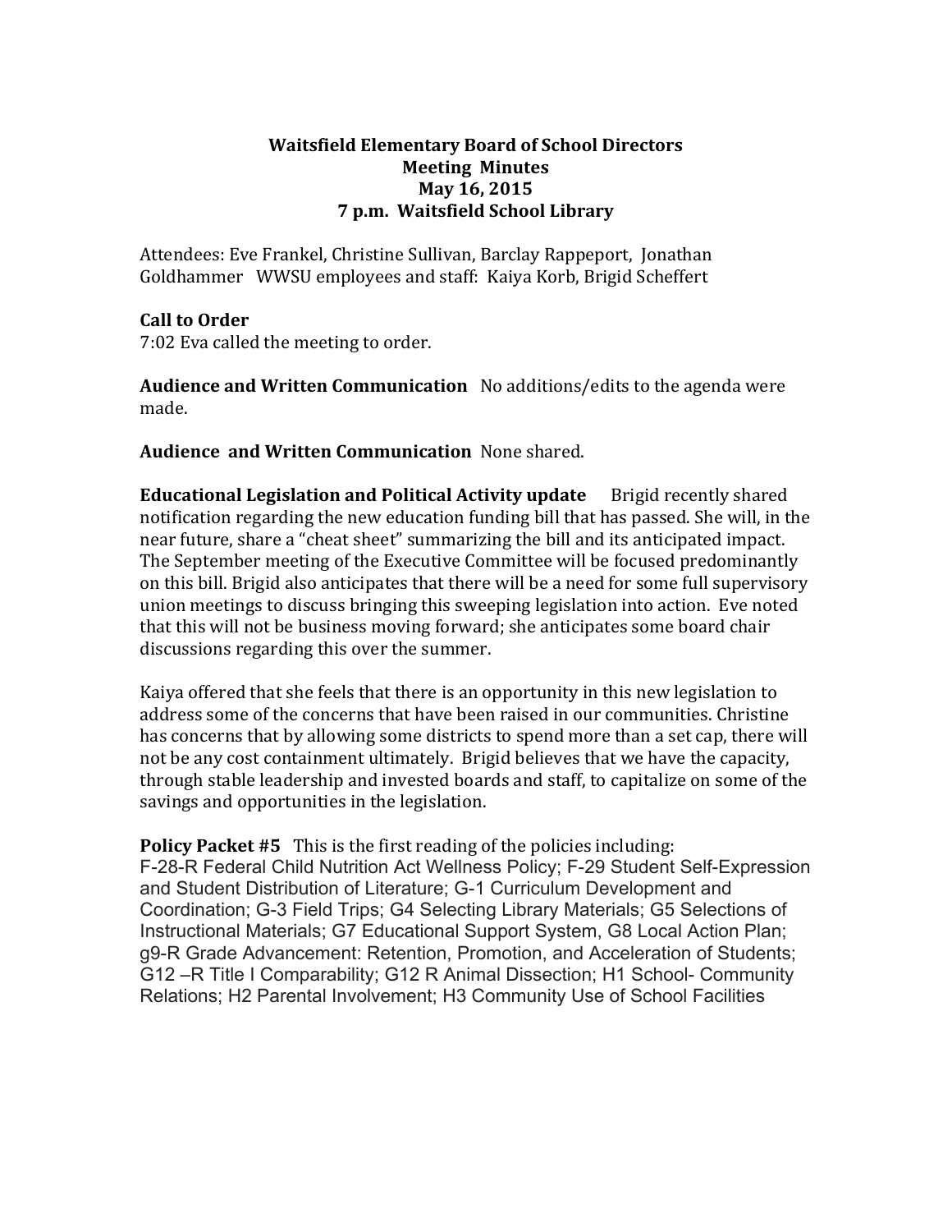**Waitsfield Elementary Board of School Directors**
**Meeting Minutes**
**May 16, 2015**
**7 p.m. Waitsfield School Library**

Attendees: Eve Frankel, Christine Sullivan, Barclay Rappeport, Jonathan Goldhammer WWSU employees and staff: Kaiya Korb, Brigid Scheffert

**Call to Order**
7:02 Eva called the meeting to order.

**Audience and Written Communication** No additions/edits to the agenda were made.

**Audience and Written Communication** None shared.

**Educational Legislation and Political Activity update** Brigid recently shared notification regarding the new education funding bill that has passed. She will, in the near future, share a "cheat sheet" summarizing the bill and its anticipated impact. The September meeting of the Executive Committee will be focused predominantly on this bill. Brigid also anticipates that there will be a need for some full supervisory union meetings to discuss bringing this sweeping legislation into action. Eve noted that this will not be business moving forward; she anticipates some board chair discussions regarding this over the summer.

Kaiya offered that she feels that there is an opportunity in this new legislation to address some of the concerns that have been raised in our communities. Christine has concerns that by allowing some districts to spend more than a set cap, there will not be any cost containment ultimately. Brigid believes that we have the capacity, through stable leadership and invested boards and staff, to capitalize on some of the savings and opportunities in the legislation.

**Policy Packet #5** This is the first reading of the policies including:
F-28-R Federal Child Nutrition Act Wellness Policy; F-29 Student Self-Expression and Student Distribution of Literature; G-1 Curriculum Development and Coordination; G-3 Field Trips; G4 Selecting Library Materials; G5 Selections of Instructional Materials; G7 Educational Support System, G8 Local Action Plan; g9-R Grade Advancement: Retention, Promotion, and Acceleration of Students; G12 –R Title I Comparability; G12 R Animal Dissection; H1 School- Community Relations; H2 Parental Involvement; H3 Community Use of School Facilities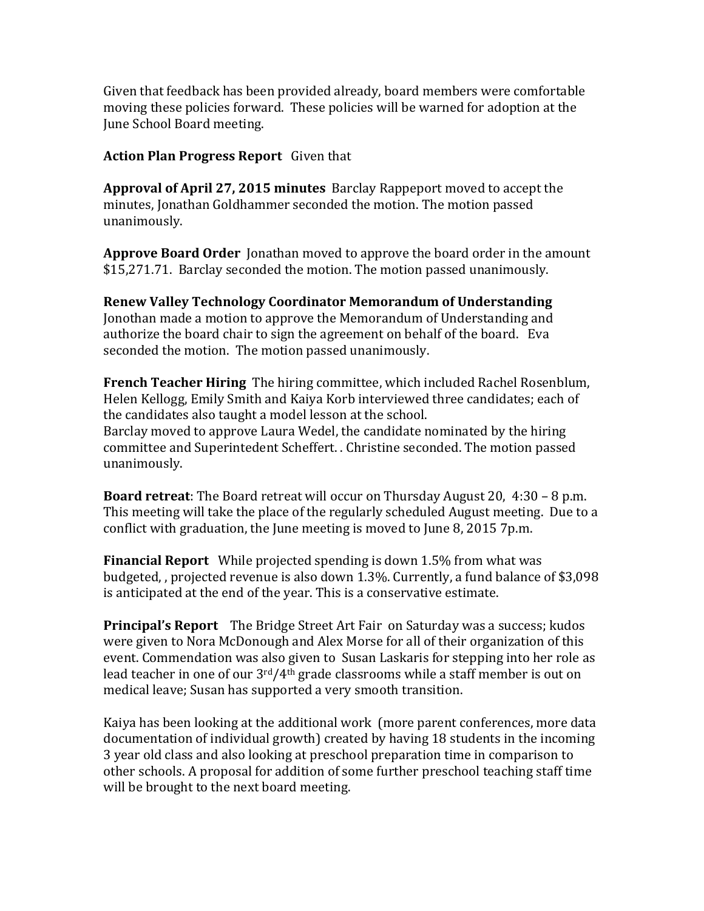Given that feedback has been provided already, board members were comfortable moving these policies forward. These policies will be warned for adoption at the June School Board meeting.

**Action Plan Progress Report** Given that

**Approval of April 27, 2015 minutes** Barclay Rappeport moved to accept the minutes, Jonathan Goldhammer seconded the motion. The motion passed unanimously.

**Approve Board Order** Jonathan moved to approve the board order in the amount $15,271.71. Barclay seconded the motion. The motion passed unanimously.

**Renew Valley Technology Coordinator Memorandum of Understanding**
Jonothan made a motion to approve the Memorandum of Understanding and authorize the board chair to sign the agreement on behalf of the board. Eva seconded the motion. The motion passed unanimously.

**French Teacher Hiring** The hiring committee, which included Rachel Rosenblum, Helen Kellogg, Emily Smith and Kaiya Korb interviewed three candidates; each of the candidates also taught a model lesson at the school.
Barclay moved to approve Laura Wedel, the candidate nominated by the hiring committee and Superintedent Scheffert. . Christine seconded. The motion passed unanimously.

**Board retreat**: The Board retreat will occur on Thursday August 20, 4:30 – 8 p.m. This meeting will take the place of the regularly scheduled August meeting. Due to a conflict with graduation, the June meeting is moved to June 8, 2015 7p.m.

**Financial Report** While projected spending is down 1.5% from what was budgeted, , projected revenue is also down 1.3%. Currently, a fund balance of $3,098 is anticipated at the end of the year. This is a conservative estimate.

**Principal's Report** The Bridge Street Art Fair on Saturday was a success; kudos were given to Nora McDonough and Alex Morse for all of their organization of this event. Commendation was also given to Susan Laskaris for stepping into her role as lead teacher in one of our 3rd/4th grade classrooms while a staff member is out on medical leave; Susan has supported a very smooth transition.

Kaiya has been looking at the additional work (more parent conferences, more data documentation of individual growth) created by having 18 students in the incoming 3 year old class and also looking at preschool preparation time in comparison to other schools. A proposal for addition of some further preschool teaching staff time will be brought to the next board meeting.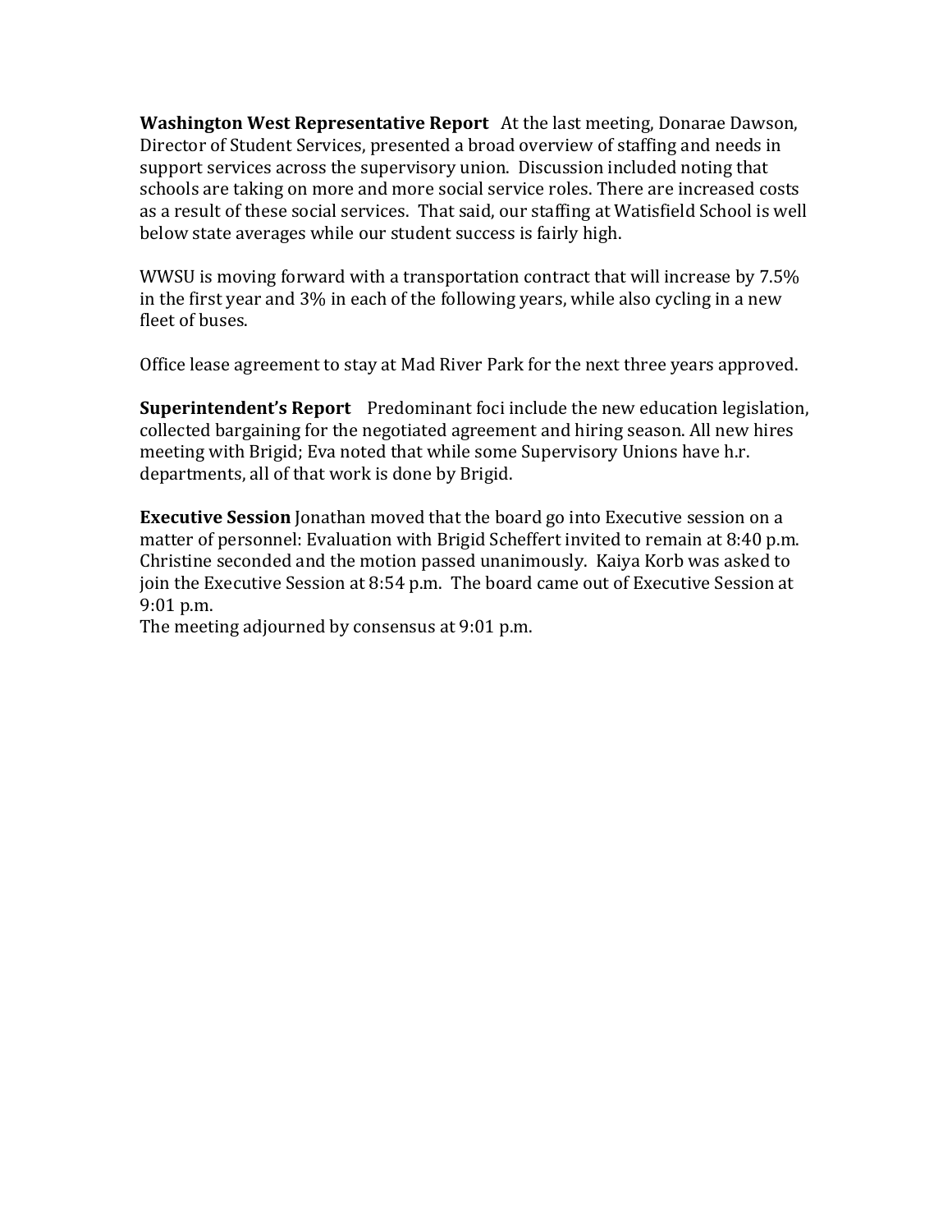**Washington West Representative Report** At the last meeting, Donarae Dawson, Director of Student Services, presented a broad overview of staffing and needs in support services across the supervisory union. Discussion included noting that schools are taking on more and more social service roles. There are increased costs as a result of these social services. That said, our staffing at Watisfield School is well below state averages while our student success is fairly high.

WWSU is moving forward with a transportation contract that will increase by 7.5% in the first year and 3% in each of the following years, while also cycling in a new fleet of buses.

Office lease agreement to stay at Mad River Park for the next three years approved.

**Superintendent's Report** Predominant foci include the new education legislation, collected bargaining for the negotiated agreement and hiring season. All new hires meeting with Brigid; Eva noted that while some Supervisory Unions have h.r. departments, all of that work is done by Brigid.

**Executive Session** Jonathan moved that the board go into Executive session on a matter of personnel: Evaluation with Brigid Scheffert invited to remain at 8:40 p.m. Christine seconded and the motion passed unanimously. Kaiya Korb was asked to join the Executive Session at 8:54 p.m. The board came out of Executive Session at 9:01 p.m.
The meeting adjourned by consensus at 9:01 p.m.